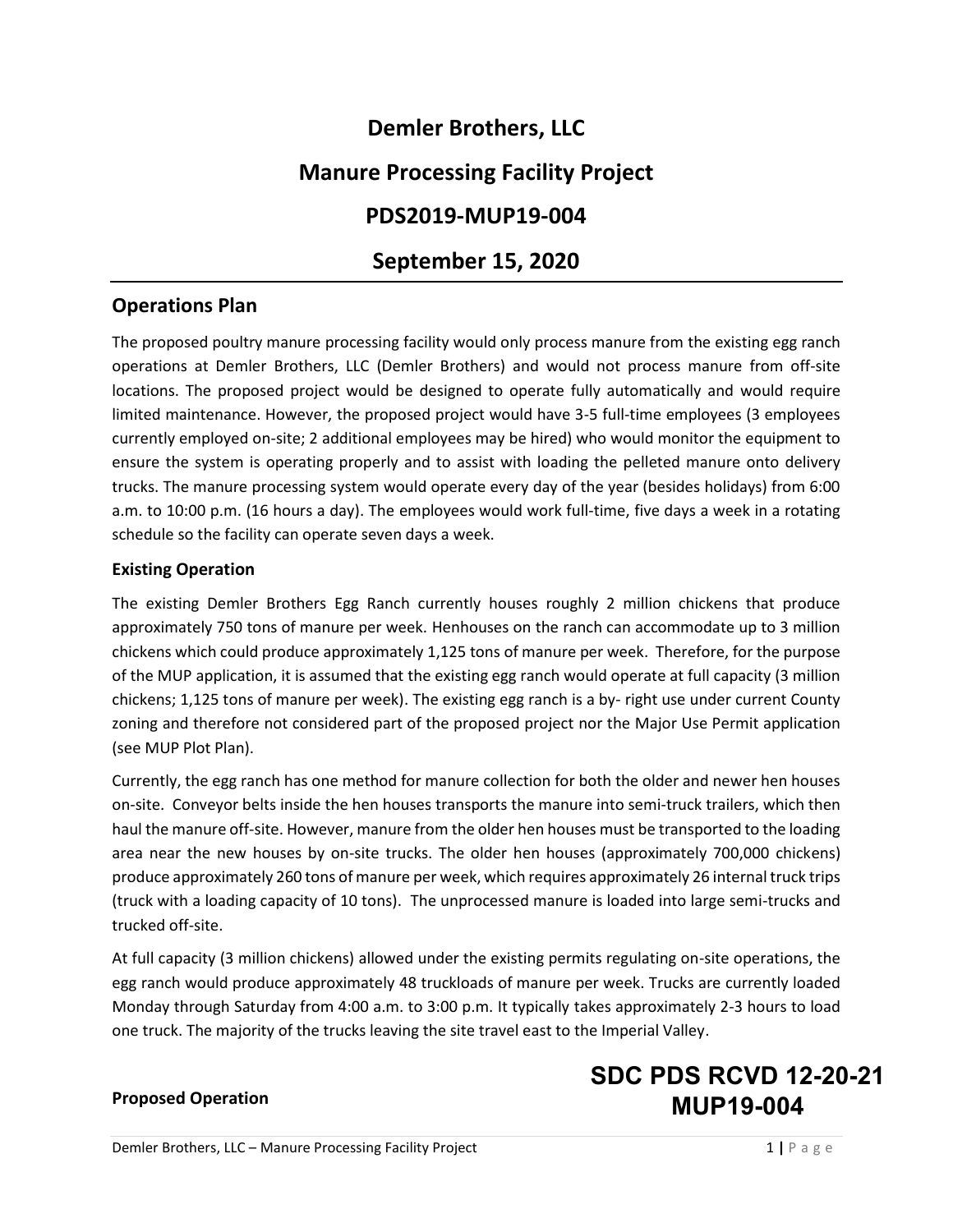# Demler Brothers, LLC

# Manure Processing Facility Project

# PDS2019-MUP19-004

# September 15, 2020

## Operations Plan

The proposed poultry manure processing facility would only process manure from the existing egg ranch operations at Demler Brothers, LLC (Demler Brothers) and would not process manure from off-site locations. The proposed project would be designed to operate fully automatically and would require limited maintenance. However, the proposed project would have 3-5 full-time employees (3 employees currently employed on-site; 2 additional employees may be hired) who would monitor the equipment to ensure the system is operating properly and to assist with loading the pelleted manure onto delivery trucks. The manure processing system would operate every day of the year (besides holidays) from 6:00 a.m. to 10:00 p.m. (16 hours a day). The employees would work full-time, five days a week in a rotating schedule so the facility can operate seven days a week.

### Existing Operation

The existing Demler Brothers Egg Ranch currently houses roughly 2 million chickens that produce approximately 750 tons of manure per week. Henhouses on the ranch can accommodate up to 3 million chickens which could produce approximately 1,125 tons of manure per week. Therefore, for the purpose of the MUP application, it is assumed that the existing egg ranch would operate at full capacity (3 million chickens; 1,125 tons of manure per week). The existing egg ranch is a by- right use under current County zoning and therefore not considered part of the proposed project nor the Major Use Permit application (see MUP Plot Plan).

Currently, the egg ranch has one method for manure collection for both the older and newer hen houses on-site. Conveyor belts inside the hen houses transports the manure into semi-truck trailers, which then haul the manure off-site. However, manure from the older hen houses must be transported to the loading area near the new houses by on-site trucks. The older hen houses (approximately 700,000 chickens) produce approximately 260 tons of manure per week, which requires approximately 26 internal truck trips (truck with a loading capacity of 10 tons). The unprocessed manure is loaded into large semi-trucks and trucked off-site.

At full capacity (3 million chickens) allowed under the existing permits regulating on-site operations, the egg ranch would produce approximately 48 truckloads of manure per week. Trucks are currently loaded Monday through Saturday from 4:00 a.m. to 3:00 p.m. It typically takes approximately 2-3 hours to load one truck. The majority of the trucks leaving the site travel east to the Imperial Valley.

### Proposed Operation

SDC PDS RCVD 12-20-21
MUP19-004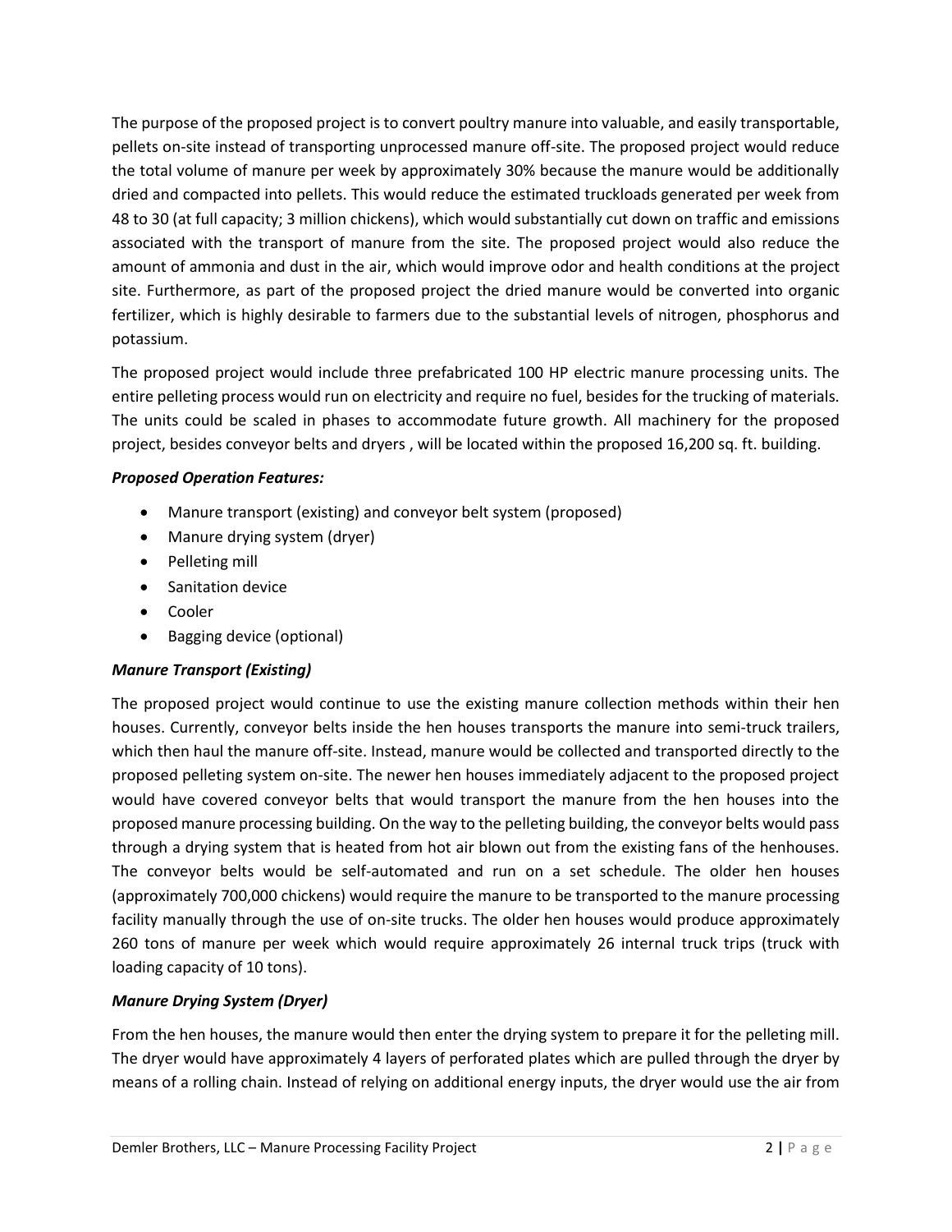The purpose of the proposed project is to convert poultry manure into valuable, and easily transportable, pellets on-site instead of transporting unprocessed manure off-site. The proposed project would reduce the total volume of manure per week by approximately 30% because the manure would be additionally dried and compacted into pellets. This would reduce the estimated truckloads generated per week from 48 to 30 (at full capacity; 3 million chickens), which would substantially cut down on traffic and emissions associated with the transport of manure from the site. The proposed project would also reduce the amount of ammonia and dust in the air, which would improve odor and health conditions at the project site. Furthermore, as part of the proposed project the dried manure would be converted into organic fertilizer, which is highly desirable to farmers due to the substantial levels of nitrogen, phosphorus and potassium.

The proposed project would include three prefabricated 100 HP electric manure processing units. The entire pelleting process would run on electricity and require no fuel, besides for the trucking of materials. The units could be scaled in phases to accommodate future growth. All machinery for the proposed project, besides conveyor belts and dryers , will be located within the proposed 16,200 sq. ft. building.

***Proposed Operation Features:***

- Manure transport (existing) and conveyor belt system (proposed)
- Manure drying system (dryer)
- Pelleting mill
- Sanitation device
- Cooler
- Bagging device (optional)

***Manure Transport (Existing)***

The proposed project would continue to use the existing manure collection methods within their hen houses. Currently, conveyor belts inside the hen houses transports the manure into semi-truck trailers, which then haul the manure off-site. Instead, manure would be collected and transported directly to the proposed pelleting system on-site. The newer hen houses immediately adjacent to the proposed project would have covered conveyor belts that would transport the manure from the hen houses into the proposed manure processing building. On the way to the pelleting building, the conveyor belts would pass through a drying system that is heated from hot air blown out from the existing fans of the henhouses. The conveyor belts would be self-automated and run on a set schedule. The older hen houses (approximately 700,000 chickens) would require the manure to be transported to the manure processing facility manually through the use of on-site trucks. The older hen houses would produce approximately 260 tons of manure per week which would require approximately 26 internal truck trips (truck with loading capacity of 10 tons).

***Manure Drying System (Dryer)***

From the hen houses, the manure would then enter the drying system to prepare it for the pelleting mill. The dryer would have approximately 4 layers of perforated plates which are pulled through the dryer by means of a rolling chain. Instead of relying on additional energy inputs, the dryer would use the air from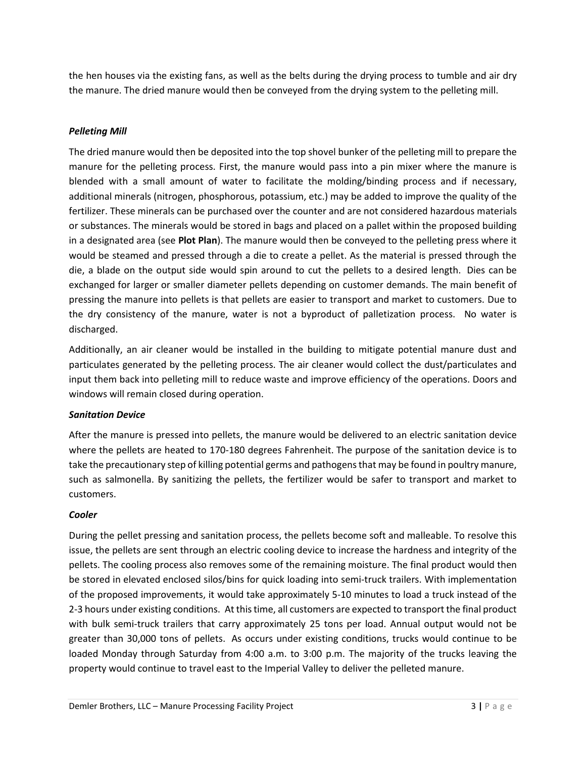the hen houses via the existing fans, as well as the belts during the drying process to tumble and air dry the manure. The dried manure would then be conveyed from the drying system to the pelleting mill.

### *Pelleting Mill*

The dried manure would then be deposited into the top shovel bunker of the pelleting mill to prepare the manure for the pelleting process. First, the manure would pass into a pin mixer where the manure is blended with a small amount of water to facilitate the molding/binding process and if necessary, additional minerals (nitrogen, phosphorous, potassium, etc.) may be added to improve the quality of the fertilizer. These minerals can be purchased over the counter and are not considered hazardous materials or substances. The minerals would be stored in bags and placed on a pallet within the proposed building in a designated area (see **Plot Plan**). The manure would then be conveyed to the pelleting press where it would be steamed and pressed through a die to create a pellet. As the material is pressed through the die, a blade on the output side would spin around to cut the pellets to a desired length. Dies can be exchanged for larger or smaller diameter pellets depending on customer demands. The main benefit of pressing the manure into pellets is that pellets are easier to transport and market to customers. Due to the dry consistency of the manure, water is not a byproduct of palletization process. No water is discharged.

Additionally, an air cleaner would be installed in the building to mitigate potential manure dust and particulates generated by the pelleting process. The air cleaner would collect the dust/particulates and input them back into pelleting mill to reduce waste and improve efficiency of the operations. Doors and windows will remain closed during operation.

### *Sanitation Device*

After the manure is pressed into pellets, the manure would be delivered to an electric sanitation device where the pellets are heated to 170-180 degrees Fahrenheit. The purpose of the sanitation device is to take the precautionary step of killing potential germs and pathogens that may be found in poultry manure, such as salmonella. By sanitizing the pellets, the fertilizer would be safer to transport and market to customers.

### *Cooler*

During the pellet pressing and sanitation process, the pellets become soft and malleable. To resolve this issue, the pellets are sent through an electric cooling device to increase the hardness and integrity of the pellets. The cooling process also removes some of the remaining moisture. The final product would then be stored in elevated enclosed silos/bins for quick loading into semi-truck trailers. With implementation of the proposed improvements, it would take approximately 5-10 minutes to load a truck instead of the 2-3 hours under existing conditions. At this time, all customers are expected to transport the final product with bulk semi-truck trailers that carry approximately 25 tons per load. Annual output would not be greater than 30,000 tons of pellets. As occurs under existing conditions, trucks would continue to be loaded Monday through Saturday from 4:00 a.m. to 3:00 p.m. The majority of the trucks leaving the property would continue to travel east to the Imperial Valley to deliver the pelleted manure.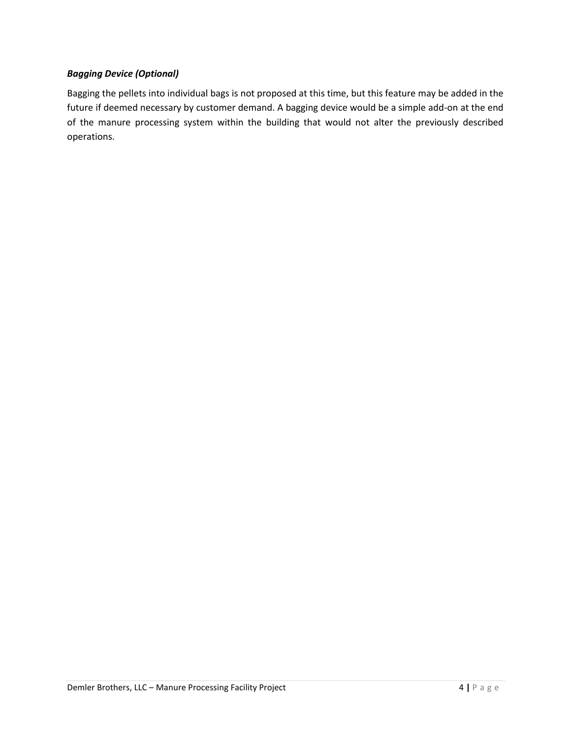***Bagging Device (Optional)***

Bagging the pellets into individual bags is not proposed at this time, but this feature may be added in the future if deemed necessary by customer demand. A bagging device would be a simple add-on at the end of the manure processing system within the building that would not alter the previously described operations.